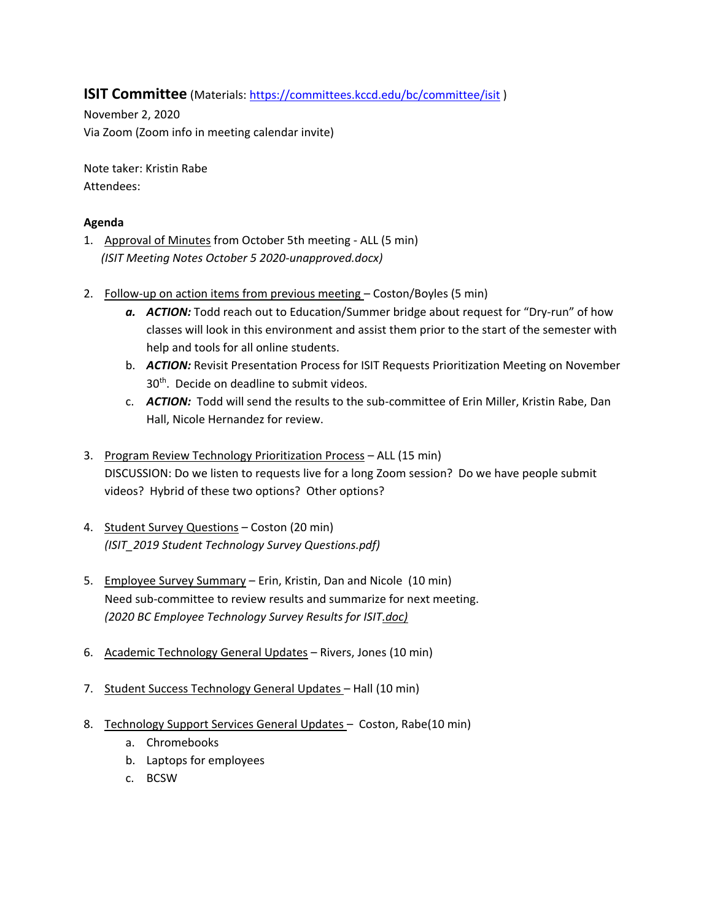# **ISIT Committee** (Materials: https://committees.kccd.edu/bc/committee/isit )

November 2, 2020
Via Zoom (Zoom info in meeting calendar invite)

Note taker: Kristin Rabe
Attendees:

**Agenda**

1. Approval of Minutes from October 5th meeting - ALL (5 min)
   *(ISIT Meeting Notes October 5 2020-unapproved.docx)*

2. Follow-up on action items from previous meeting – Coston/Boyles (5 min)
   a. ***ACTION:*** Todd reach out to Education/Summer bridge about request for "Dry-run" of how classes will look in this environment and assist them prior to the start of the semester with help and tools for all online students.
   b. ***ACTION:*** Revisit Presentation Process for ISIT Requests Prioritization Meeting on November 30th. Decide on deadline to submit videos.
   c. ***ACTION:*** Todd will send the results to the sub-committee of Erin Miller, Kristin Rabe, Dan Hall, Nicole Hernandez for review.

3. Program Review Technology Prioritization Process – ALL (15 min)
   DISCUSSION: Do we listen to requests live for a long Zoom session? Do we have people submit videos? Hybrid of these two options? Other options?

4. Student Survey Questions – Coston (20 min)
   *(ISIT_2019 Student Technology Survey Questions.pdf)*

5. Employee Survey Summary – Erin, Kristin, Dan and Nicole (10 min)
   Need sub-committee to review results and summarize for next meeting.
   *(2020 BC Employee Technology Survey Results for ISIT.doc)*

6. Academic Technology General Updates – Rivers, Jones (10 min)

7. Student Success Technology General Updates – Hall (10 min)

8. Technology Support Services General Updates – Coston, Rabe(10 min)
   a. Chromebooks
   b. Laptops for employees
   c. BCSW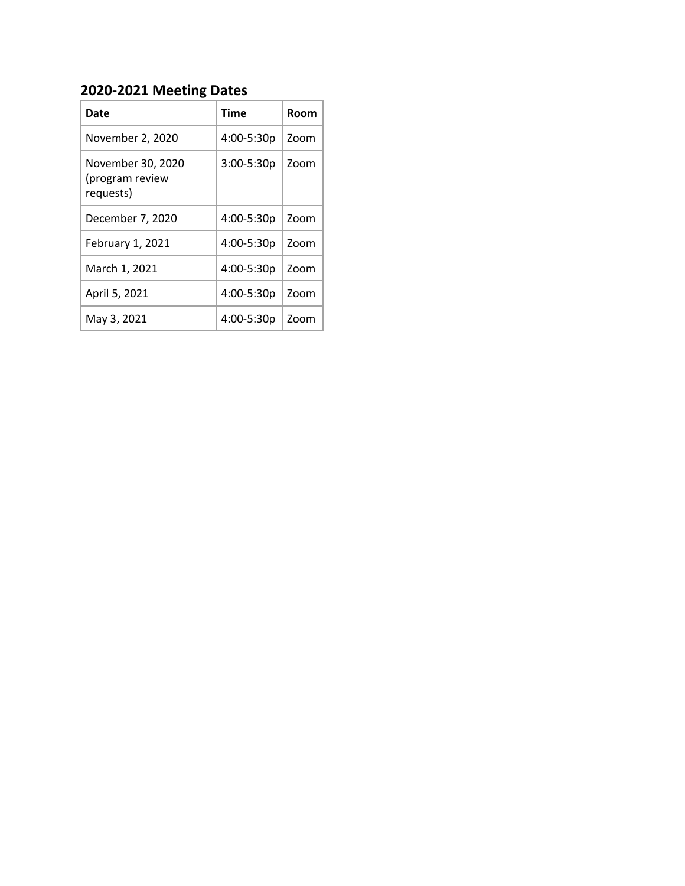## 2020-2021 Meeting Dates

| Date | Time | Room |
| --- | --- | --- |
| November 2, 2020 | 4:00-5:30p | Zoom |
| November 30, 2020 (program review requests) | 3:00-5:30p | Zoom |
| December 7, 2020 | 4:00-5:30p | Zoom |
| February 1, 2021 | 4:00-5:30p | Zoom |
| March 1, 2021 | 4:00-5:30p | Zoom |
| April 5, 2021 | 4:00-5:30p | Zoom |
| May 3, 2021 | 4:00-5:30p | Zoom |